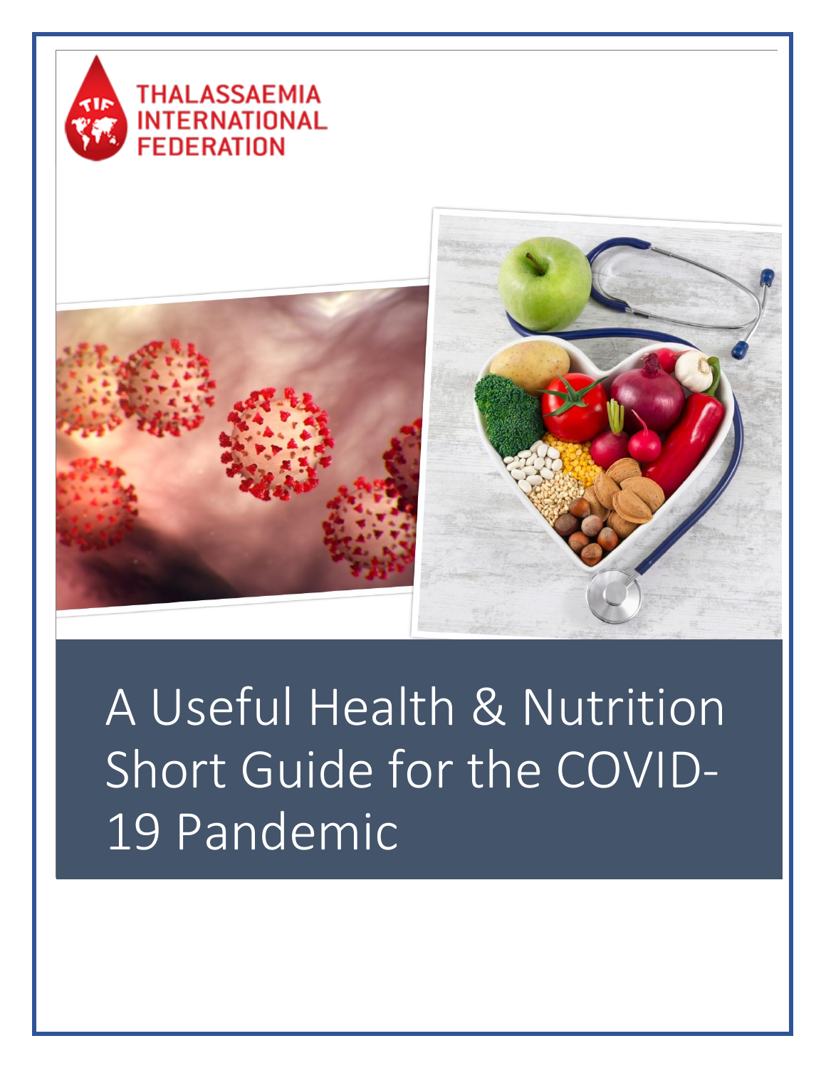THALASSAEMIA INTERNATIONAL FEDERATION

# A Useful Health & Nutrition Short Guide for the COVID-19 Pandemic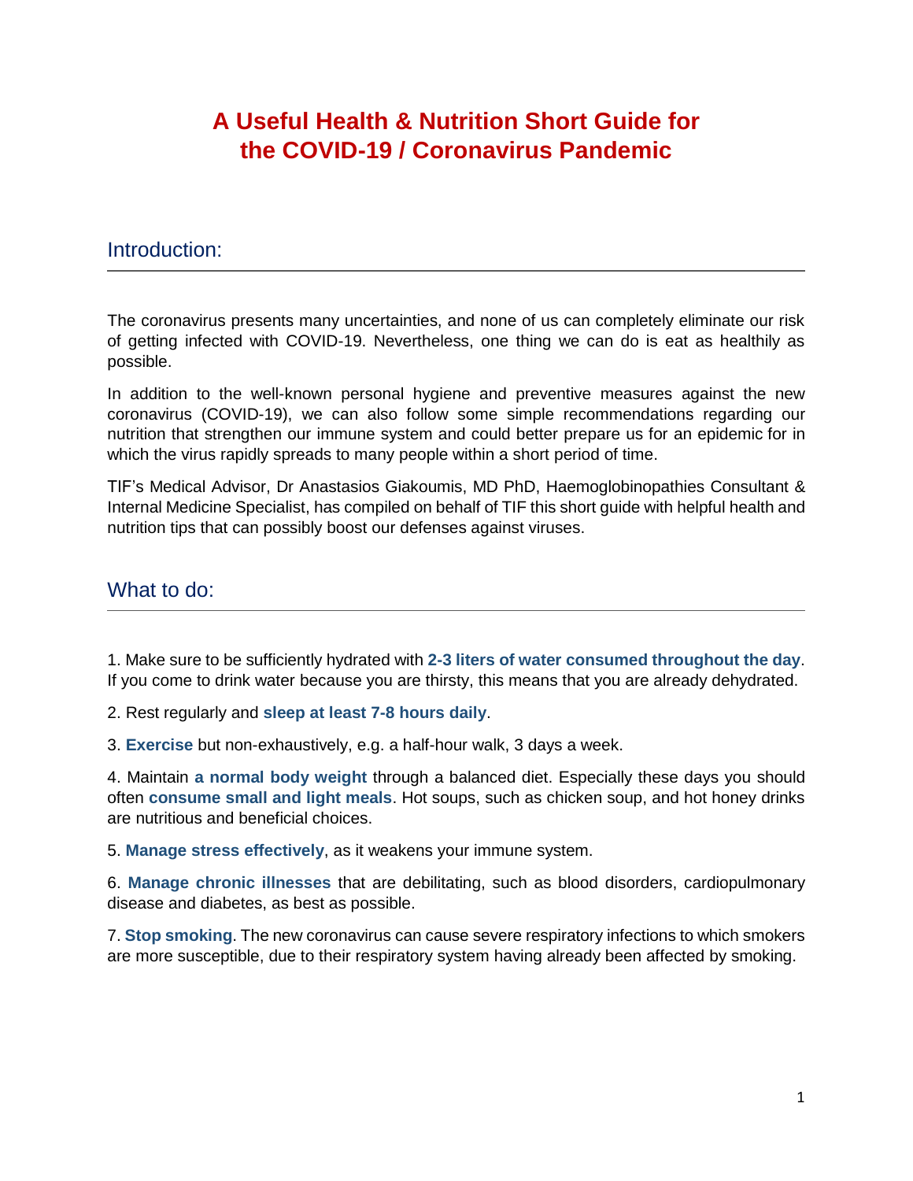# A Useful Health & Nutrition Short Guide for the COVID-19 / Coronavirus Pandemic

## Introduction:

The coronavirus presents many uncertainties, and none of us can completely eliminate our risk of getting infected with COVID-19. Nevertheless, one thing we can do is eat as healthily as possible.

In addition to the well-known personal hygiene and preventive measures against the new coronavirus (COVID-19), we can also follow some simple recommendations regarding our nutrition that strengthen our immune system and could better prepare us for an epidemic for in which the virus rapidly spreads to many people within a short period of time.

TIF's Medical Advisor, Dr Anastasios Giakoumis, MD PhD, Haemoglobinopathies Consultant & Internal Medicine Specialist, has compiled on behalf of TIF this short guide with helpful health and nutrition tips that can possibly boost our defenses against viruses.

## What to do:

1. Make sure to be sufficiently hydrated with **2-3 liters of water consumed throughout the day**. If you come to drink water because you are thirsty, this means that you are already dehydrated.

2. Rest regularly and **sleep at least 7-8 hours daily**.

3. **Exercise** but non-exhaustively, e.g. a half-hour walk, 3 days a week.

4. Maintain **a normal body weight** through a balanced diet. Especially these days you should often **consume small and light meals**. Hot soups, such as chicken soup, and hot honey drinks are nutritious and beneficial choices.

5. **Manage stress effectively**, as it weakens your immune system.

6. **Manage chronic illnesses** that are debilitating, such as blood disorders, cardiopulmonary disease and diabetes, as best as possible.

7. **Stop smoking**. The new coronavirus can cause severe respiratory infections to which smokers are more susceptible, due to their respiratory system having already been affected by smoking.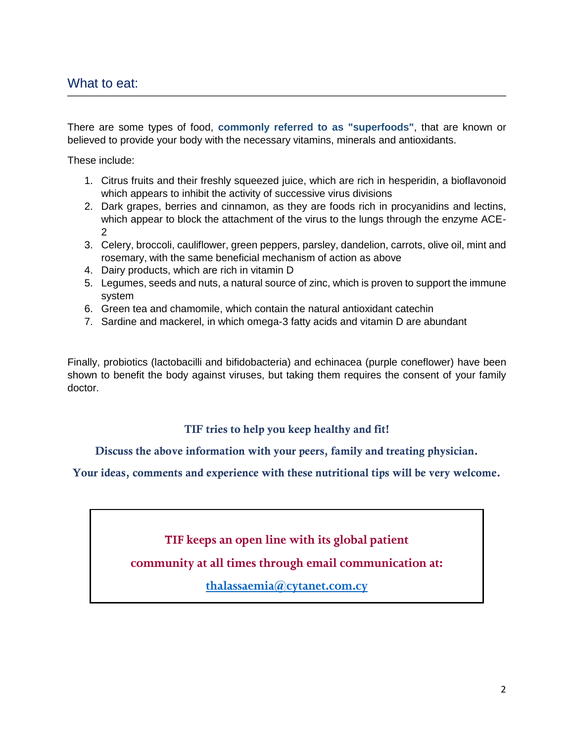## What to eat:

There are some types of food, **commonly referred to as "superfoods"**, that are known or believed to provide your body with the necessary vitamins, minerals and antioxidants.

These include:

1. Citrus fruits and their freshly squeezed juice, which are rich in hesperidin, a bioflavonoid which appears to inhibit the activity of successive virus divisions
2. Dark grapes, berries and cinnamon, as they are foods rich in procyanidins and lectins, which appear to block the attachment of the virus to the lungs through the enzyme ACE-2
3. Celery, broccoli, cauliflower, green peppers, parsley, dandelion, carrots, olive oil, mint and rosemary, with the same beneficial mechanism of action as above
4. Dairy products, which are rich in vitamin D
5. Legumes, seeds and nuts, a natural source of zinc, which is proven to support the immune system
6. Green tea and chamomile, which contain the natural antioxidant catechin
7. Sardine and mackerel, in which omega-3 fatty acids and vitamin D are abundant

Finally, probiotics (lactobacilli and bifidobacteria) and echinacea (purple coneflower) have been shown to benefit the body against viruses, but taking them requires the consent of your family doctor.

**TIF tries to help you keep healthy and fit!**

**Discuss the above information with your peers, family and treating physician.**

**Your ideas, comments and experience with these nutritional tips will be very welcome.**

**TIF keeps an open line with its global patient community at all times through email communication at:**

**thalassaemia@cytanet.com.cy**